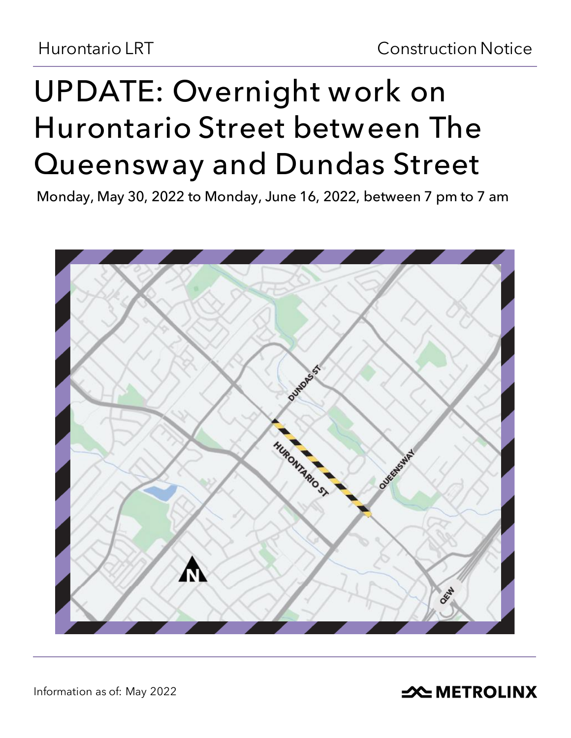Hurontario LRT

Construction Notice

# UPDATE: Overnight work on Hurontario Street between The Queensway and Dundas Street

Monday, May 30, 2022 to Monday, June 16, 2022, between 7 pm to 7 am

Information as of: May 2022

METROLINX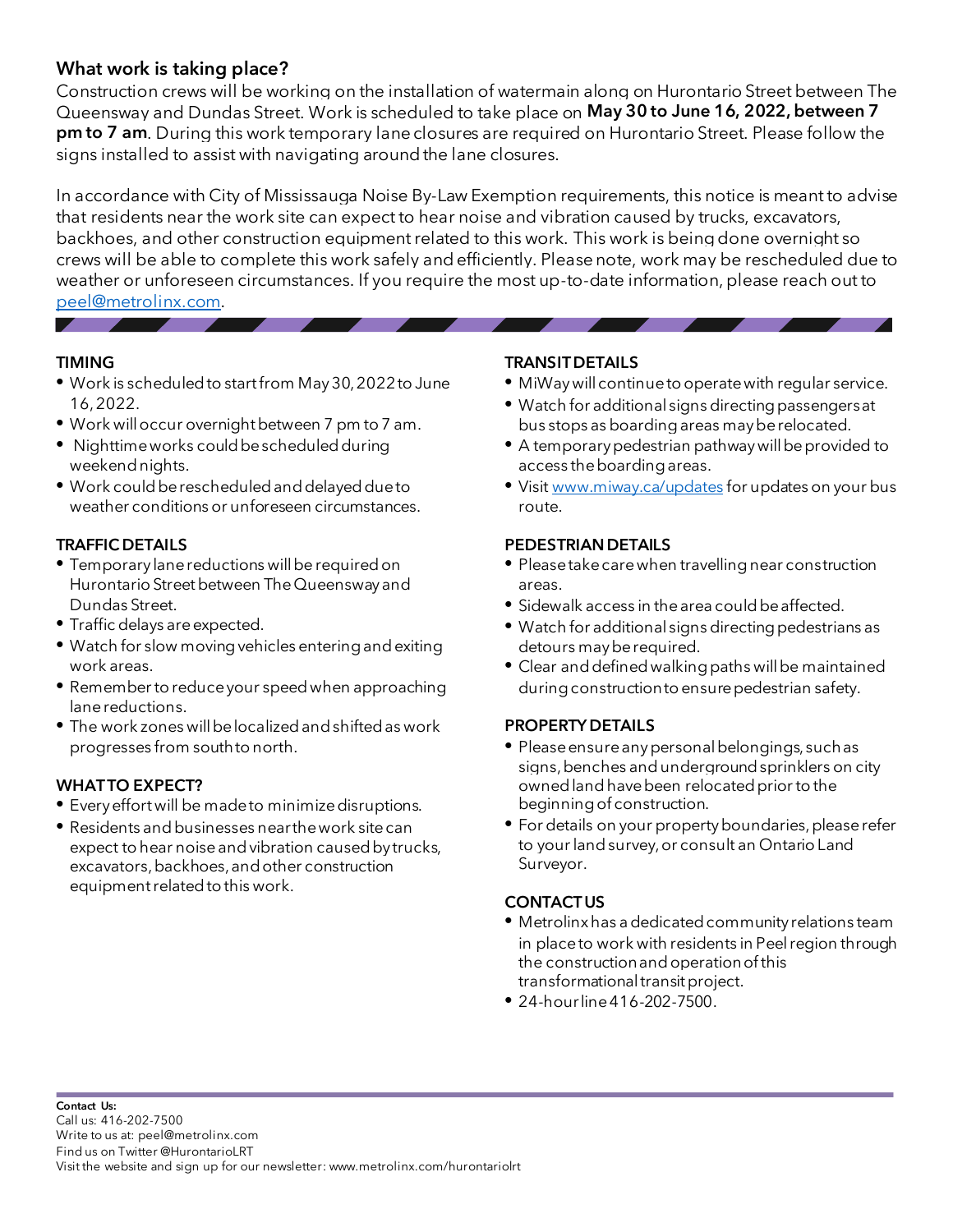## What work is taking place?

Construction crews will be working on the installation of watermain along on Hurontario Street between The Queensway and Dundas Street. Work is scheduled to take place on **May 30 to June 16, 2022, between 7 pm to 7 am**. During this work temporary lane closures are required on Hurontario Street. Please follow the signs installed to assist with navigating around the lane closures.

In accordance with City of Mississauga Noise By-Law Exemption requirements, this notice is meant to advise that residents near the work site can expect to hear noise and vibration caused by trucks, excavators, backhoes, and other construction equipment related to this work. This work is being done overnight so crews will be able to complete this work safely and efficiently. Please note, work may be rescheduled due to weather or unforeseen circumstances. If you require the most up-to-date information, please reach out to peel@metrolinx.com.

### TIMING

- Work is scheduled to start from May 30, 2022 to June 16, 2022.
- Work will occur overnight between 7 pm to 7 am.
- Nighttime works could be scheduled during weekend nights.
- Work could be rescheduled and delayed due to weather conditions or unforeseen circumstances.

### TRAFFIC DETAILS

- Temporary lane reductions will be required on Hurontario Street between The Queensway and Dundas Street.
- Traffic delays are expected.
- Watch for slow moving vehicles entering and exiting work areas.
- Remember to reduce your speed when approaching lane reductions.
- The work zones will be localized and shifted as work progresses from south to north.

### WHAT TO EXPECT?

- Every effort will be made to minimize disruptions.
- Residents and businesses near the work site can expect to hear noise and vibration caused by trucks, excavators, backhoes, and other construction equipment related to this work.

### TRANSIT DETAILS

- MiWay will continue to operate with regular service.
- Watch for additional signs directing passengers at bus stops as boarding areas may be relocated.
- A temporary pedestrian pathway will be provided to access the boarding areas.
- Visit www.miway.ca/updates for updates on your bus route.

### PEDESTRIAN DETAILS

- Please take care when travelling near construction areas.
- Sidewalk access in the area could be affected.
- Watch for additional signs directing pedestrians as detours may be required.
- Clear and defined walking paths will be maintained during construction to ensure pedestrian safety.

### PROPERTY DETAILS

- Please ensure any personal belongings, such as signs, benches and underground sprinklers on city owned land have been relocated prior to the beginning of construction.
- For details on your property boundaries, please refer to your land survey, or consult an Ontario Land Surveyor.

### CONTACT US

- Metrolinx has a dedicated community relations team in place to work with residents in Peel region through the construction and operation of this transformational transit project.
- 24-hour line 416-202-7500.

**Contact Us:**
Call us: 416-202-7500
Write to us at: peel@metrolinx.com
Find us on Twitter @HurontarioLRT
Visit the website and sign up for our newsletter: www.metrolinx.com/hurontariolrt